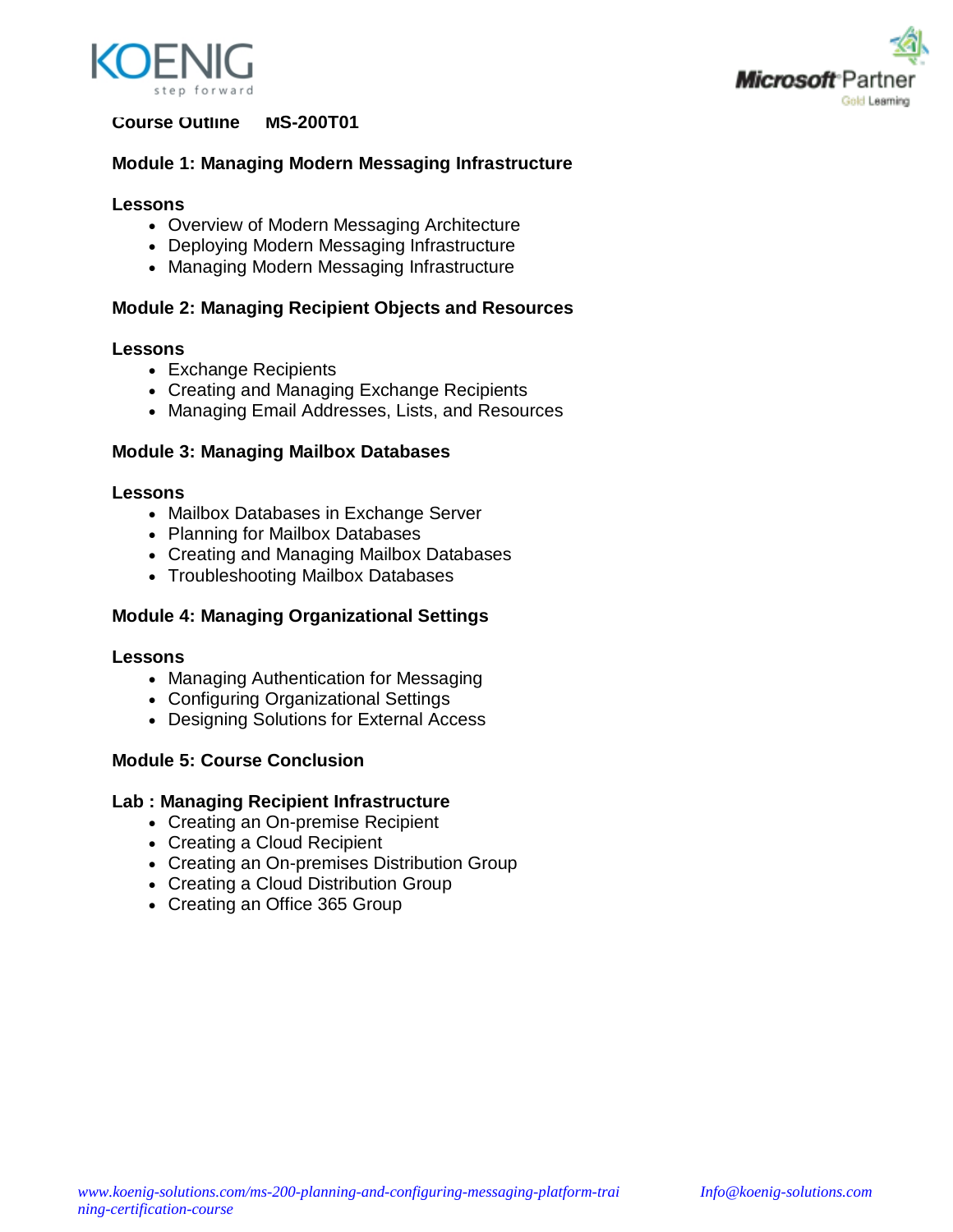**Course Outline MS-200T01**

## Module 1: Managing Modern Messaging Infrastructure

### Lessons

- Overview of Modern Messaging Architecture
- Deploying Modern Messaging Infrastructure
- Managing Modern Messaging Infrastructure

## Module 2: Managing Recipient Objects and Resources

### Lessons

- Exchange Recipients
- Creating and Managing Exchange Recipients
- Managing Email Addresses, Lists, and Resources

## Module 3: Managing Mailbox Databases

### Lessons

- Mailbox Databases in Exchange Server
- Planning for Mailbox Databases
- Creating and Managing Mailbox Databases
- Troubleshooting Mailbox Databases

## Module 4: Managing Organizational Settings

### Lessons

- Managing Authentication for Messaging
- Configuring Organizational Settings
- Designing Solutions for External Access

## Module 5: Course Conclusion

### Lab : Managing Recipient Infrastructure

- Creating an On-premise Recipient
- Creating a Cloud Recipient
- Creating an On-premises Distribution Group
- Creating a Cloud Distribution Group
- Creating an Office 365 Group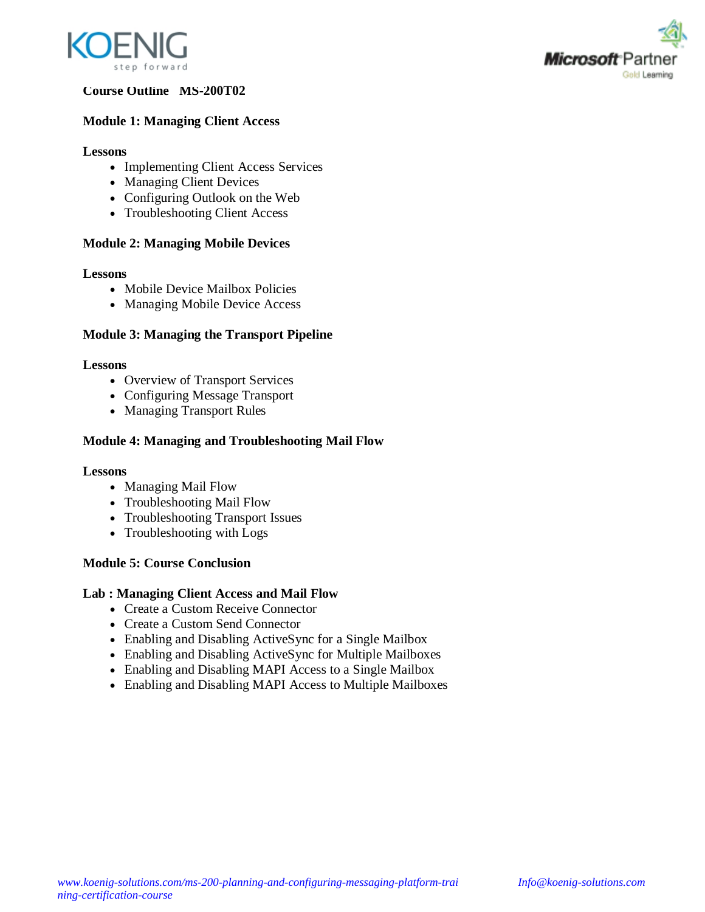**Course Outline MS-200T02**

## Module 1: Managing Client Access

**Lessons**

- Implementing Client Access Services
- Managing Client Devices
- Configuring Outlook on the Web
- Troubleshooting Client Access

## Module 2: Managing Mobile Devices

**Lessons**

- Mobile Device Mailbox Policies
- Managing Mobile Device Access

## Module 3: Managing the Transport Pipeline

**Lessons**

- Overview of Transport Services
- Configuring Message Transport
- Managing Transport Rules

## Module 4: Managing and Troubleshooting Mail Flow

**Lessons**

- Managing Mail Flow
- Troubleshooting Mail Flow
- Troubleshooting Transport Issues
- Troubleshooting with Logs

## Module 5: Course Conclusion

**Lab : Managing Client Access and Mail Flow**

- Create a Custom Receive Connector
- Create a Custom Send Connector
- Enabling and Disabling ActiveSync for a Single Mailbox
- Enabling and Disabling ActiveSync for Multiple Mailboxes
- Enabling and Disabling MAPI Access to a Single Mailbox
- Enabling and Disabling MAPI Access to Multiple Mailboxes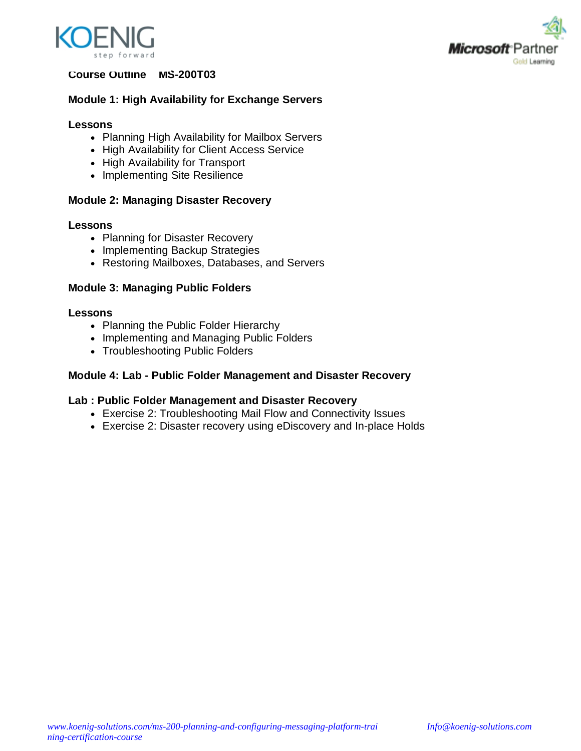**Course Outline MS-200T03**

## Module 1: High Availability for Exchange Servers

**Lessons**

- Planning High Availability for Mailbox Servers
- High Availability for Client Access Service
- High Availability for Transport
- Implementing Site Resilience

## Module 2: Managing Disaster Recovery

**Lessons**

- Planning for Disaster Recovery
- Implementing Backup Strategies
- Restoring Mailboxes, Databases, and Servers

## Module 3: Managing Public Folders

**Lessons**

- Planning the Public Folder Hierarchy
- Implementing and Managing Public Folders
- Troubleshooting Public Folders

## Module 4: Lab - Public Folder Management and Disaster Recovery

**Lab : Public Folder Management and Disaster Recovery**

- Exercise 2: Troubleshooting Mail Flow and Connectivity Issues
- Exercise 2: Disaster recovery using eDiscovery and In-place Holds

*www.koenig-solutions.com/ms-200-planning-and-configuring-messaging-platform-training-certification-course* *Info@koenig-solutions.com*